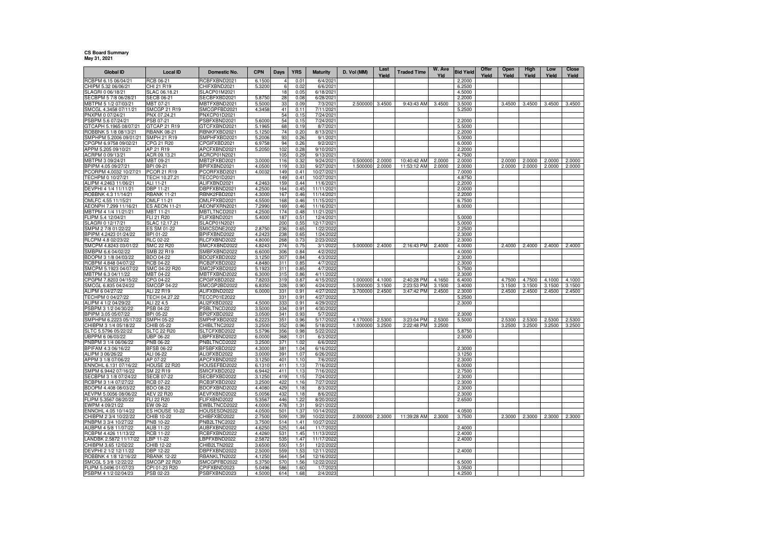**CS Board Summary**
**May 31, 2021**

| Global ID | Local ID | Domestic No. | CPN | Days | YRS | Maturity | D. Vol (MM) | Last Yield | Traded Time | W. Ave Yld | Bid Yield | Offer Yield | Open Yield | High Yield | Low Yield | Close Yield |
|---|---|---|---|---|---|---|---|---|---|---|---|---|---|---|---|---|
| RCBPM 6.15 06/04/21 | RCB 06-21 | RCBFXBND2021 | 6.1500 | 4 | 0.01 | 6/4/2021 | | | | | 2.2000 | | | | | |
| CHIPM 5.32 06/06/21 | CHI 21 R19 | CHIFXBND2021 | 5.3200 | 6 | 0.02 | 6/6/2021 | | | | | 6.2500 | | | | | |
| SLAGRI 0 06/18/21 | SLAC 06.18.21 | SLACP01M2021 | | 18 | 0.05 | 6/18/2021 | | | | | 4.5000 | | | | | |
| SECBPM 5 7/8 06/28/21 | SECB 06-21 | SECBFXBD2021 | 5.8750 | 28 | 0.08 | 6/28/2021 | | | | | 2.2000 | | | | | |
| MBTPM 5 1/2 07/03/21 | MBT 07-21 | MBTFXBND2021 | 5.5000 | 33 | 0.09 | 7/3/2021 | 2.500000 | 3.4500 | 9:43:43 AM | 3.4500 | 3.5000 | | 3.4500 | 3.4500 | 3.4500 | 3.4500 |
| SMCGL 4.3458 07/11/21 | SMCGP 21 R19 | SMCGPFBD2021 | 4.3458 | 41 | 0.11 | 7/11/2021 | | | | | 5.2500 | | | | | |
| PNXPM 0 07/24/21 | PNX 07.24.21 | PNXCP01D2021 | | 54 | 0.15 | 7/24/2021 | | | | | | | | | | |
| PSBPM 5.6 07/24/21 | PSB 07-21 | PSBFXBND2021 | 5.6000 | 54 | 0.15 | 7/24/2021 | | | | | 2.2000 | | | | | |
| GTCAPH 5.1965 08/07/21 | GTCAP 21 R19 | GTCFXBND2021 | 5.1965 | 68 | 0.19 | 8/7/2021 | | | | | 5.5000 | | | | | |
| ROBBNK 5 1/8 08/13/21 | RBANK 08-21 | RBNKFXBD2021 | 5.1250 | 74 | 0.20 | 8/13/2021 | | | | | 2.2000 | | | | | |
| SMPHPM 5.2006 09/01/21 | SMPH 21 R19 | SMPHFXBD2021 | 5.2006 | 93 | 0.26 | 9/1/2021 | | | | | 5.0000 | | | | | |
| CPGPM 6.9758 09/02/21 | CPG 21 R20 | CPGIFXBD2021 | 6.9758 | 94 | 0.26 | 9/2/2021 | | | | | 6.0000 | | | | | |
| APPM 5.205 09/10/21 | AP 21 R19 | APCFXBND2021 | 5.2050 | 102 | 0.28 | 9/10/2021 | | | | | 2.2000 | | | | | |
| ACRPM 0 09/13/21 | ACR 09.13.21 | ACRCP01N2021 | | 105 | 0.29 | 9/13/2021 | | | | | 4.7500 | | | | | |
| MBTPM 3 09/24/21 | MBT 09-21 | MBT2FXBD2021 | 3.0000 | 116 | 0.32 | 9/24/2021 | 0.500000 | 2.0000 | 10:40:42 AM | 2.0000 | 2.0000 | | 2.0000 | 2.0000 | 2.0000 | 2.0000 |
| BPIPM 4.05 09/27/21 | BPI 09-21 | BPIFXBND2021 | 4.0500 | 119 | 0.33 | 9/27/2021 | 1.500000 | 2.0000 | 11:53:12 AM | 2.0000 | 2.0000 | | 2.0000 | 2.0000 | 2.0000 | 2.0000 |
| PCORPM 4.0032 10/27/21 | PCOR 21 R19 | PCORFXBD2021 | 4.0032 | 149 | 0.41 | 10/27/2021 | | | | | 7.0000 | | | | | |
| TECHPM 0 10/27/21 | TECH 10.27.21 | TECCP01D2021 | | 149 | 0.41 | 10/27/2021 | | | | | 4.8750 | | | | | |
| ALIPM 4.2463 11/06/21 | ALI 11-21 | ALIFXBND2021 | 4.2463 | 159 | 0.44 | 11/6/2021 | | | | | 2.2000 | | | | | |
| DEVPHI 4 1/4 11/11/21 | DBP 11-21 | DBPFXBND2021 | 4.2500 | 164 | 0.45 | 11/11/2021 | | | | | 2.0000 | | | | | |
| ROBBNK 4.3 11/14/21 | RBANK 11-21 | RBNK2FBD2021 | 4.3000 | 167 | 0.46 | 11/14/2021 | | | | | 2.2000 | | | | | |
| OMLFC 4.55 11/15/21 | OMLF 11-21 | OMLFFXBD2021 | 4.5500 | 168 | 0.46 | 11/15/2021 | | | | | 6.7500 | | | | | |
| AEONPH 7.299 11/16/21 | ES AEON 11-21 | AEONFXRN2021 | 7.2990 | 169 | 0.46 | 11/16/2021 | | | | | 8.0000 | | | | | |
| MBTPM 4 1/4 11/21/21 | MBT 11-21 | MBTLTNCD2021 | 4.2500 | 174 | 0.48 | 11/21/2021 | | | | | | | | | | |
| FLIPM 5.4 12/04/21 | FLI 21 R20 | FLIFXBND2021 | 5.4000 | 187 | 0.51 | 12/4/2021 | | | | | 5.0000 | | | | | |
| SLAGRI 0 12/17/21 | SLAC 12.17.21 | SLACP01N2021 | | 200 | 0.55 | 12/17/2021 | | | | | 5.0000 | | | | | |
| SMPM 2 7/8 01/22/22 | ES SM 01-22 | SMICSDNE2022 | 2.8750 | 236 | 0.65 | 1/22/2022 | | | | | 2.2500 | | | | | |
| BPIPM 4.2423 01/24/22 | BPI 01-22 | BPIFXBND2022 | 4.2423 | 238 | 0.65 | 1/24/2022 | | | | | 2.3000 | | | | | |
| RLCPM 4.8 02/23/22 | RLC 02-22 | RLCFXBND2022 | 4.8000 | 268 | 0.73 | 2/23/2022 | | | | | 2.3000 | | | | | |
| SMCPM 4.8243 03/01/22 | SMC 22 R20 | SMCFXBND2022 | 4.8243 | 274 | 0.75 | 3/1/2022 | 5.000000 | 2.4000 | 2:16:43 PM | 2.4000 | 4.0000 | | 2.4000 | 2.4000 | 2.4000 | 2.4000 |
| SMBPM 6.6 04/02/22 | SMB 22 R19 | SMBFXBND2022 | 6.6000 | 306 | 0.84 | 4/2/2022 | | | | | 4.0000 | | | | | |
| BDOPM 3 1/8 04/03/22 | BDO 04-22 | BDO2FXBD2022 | 3.1250 | 307 | 0.84 | 4/3/2022 | | | | | 2.3000 | | | | | |
| RCBPM 4.848 04/07/22 | RCB 04-22 | RCB2FXBD2022 | 4.8480 | 311 | 0.85 | 4/7/2022 | | | | | 2.3000 | | | | | |
| SMCPM 5.1923 04/07/22 | SMC 04-22 R20 | SMC2FXBD2022 | 5.1923 | 311 | 0.85 | 4/7/2022 | | | | | 5.7500 | | | | | |
| MBTPM 6.3 04/11/22 | MBT 04-22 | MBTFXBND2022 | 6.3000 | 315 | 0.86 | 4/11/2022 | | | | | 2.3000 | | | | | |
| CPGPM 7.8203 04/15/22 | CPG 04-22 | CPGIFXBD2022 | 7.8203 | 319 | 0.87 | 4/15/2022 | 1.000000 | 4.1000 | 2:40:28 PM | 4.1650 | 6.4000 | | 4.7500 | 4.7500 | 4.1000 | 4.1000 |
| SMCGL 6.835 04/24/22 | SMCGP 04-22 | SMCGP2BD2022 | 6.8350 | 328 | 0.90 | 4/24/2022 | 5.000000 | 3.1500 | 2:23:53 PM | 3.1500 | 3.4000 | | 3.1500 | 3.1500 | 3.1500 | 3.1500 |
| ALIPM 6 04/27/22 | ALI 22 R19 | ALIFXBND2022 | 6.0000 | 331 | 0.91 | 4/27/2022 | 3.700000 | 2.4500 | 3:47:42 PM | 2.4500 | 2.3000 | | 2.4500 | 2.4500 | 2.4500 | 2.4500 |
| TECHPM 0 04/27/22 | TECH 04.27.22 | TECCP01E2022 | | 331 | 0.91 | 4/27/2022 | | | | | 5.2500 | | | | | |
| ALIPM 4 1/2 04/29/22 | ALI 22 4.5 | ALI2FXBD2022 | 4.5000 | 333 | 0.91 | 4/29/2022 | | | | | 2.3000 | | | | | |
| PSBPM 3 1/2 04/30/22 | PSB 04-22 | PSBLTNCD2022 | 3.5000 | 334 | 0.91 | 4/30/2022 | | | | | | | | | | |
| BPIPM 3.05 05/07/22 | BPI 05-22 | BPI2FXBD2022 | 3.0500 | 341 | 0.93 | 5/7/2022 | | | | | 2.3000 | | | | | |
| SMPHPM 6.2223 05/17/22 | SMPH 05-22 | SMPHFXBD2022 | 6.2223 | 351 | 0.96 | 5/17/2022 | 4.170000 | 2.5300 | 3:23:04 PM | 2.5300 | 5.5000 | | 2.5300 | 2.5300 | 2.5300 | 2.5300 |
| CHIBPM 3 1/4 05/18/22 | CHIB 05-22 | CHIBLTNC2022 | 3.2500 | 352 | 0.96 | 5/18/2022 | 1.000000 | 3.2500 | 2:22:48 PM | 3.2500 | | | 3.2500 | 3.2500 | 3.2500 | 3.2500 |
| SLTC 5.5796 05/22/22 | SLTC 22 R20 | SLTCFXBD2022 | 5.5796 | 356 | 0.98 | 5/22/2022 | | | | | 5.8750 | | | | | |
| UBPPM 6 06/03/22 | UBP 06-22 | UBPFXBND2022 | 6.0000 | 368 | 1.01 | 6/3/2022 | | | | | 2.3000 | | | | | |
| PNBPM 3 1/4 06/06/22 | PNB 06-22 | PNBLTNCD2022 | 3.2500 | 371 | 1.02 | 6/6/2022 | | | | | | | | | | |
| BPIFAM 4.3 06/16/22 | BFSB 06-22 | BFSBFXBD2022 | 4.3000 | 381 | 1.04 | 6/16/2022 | | | | | 2.3000 | | | | | |
| ALIPM 3 06/26/22 | ALI 06-22 | ALI3FXBD2022 | 3.0000 | 391 | 1.07 | 6/26/2022 | | | | | 3.1250 | | | | | |
| APPM 3 1/8 07/06/22 | AP 07-22 | APCFXBND2022 | 3.1250 | 401 | 1.10 | 7/6/2022 | | | | | 2.3000 | | | | | |
| ENNOHL 6.131 07/16/22 | HOUSE 22 R20 | HOUSEFBD2022 | 6.1310 | 411 | 1.13 | 7/16/2022 | | | | | 6.0000 | | | | | |
| SMPM 6.9442 07/16/22 | SM 22 R19 | SMICFXBD2022 | 6.9442 | 411 | 1.13 | 7/16/2022 | | | | | 2.7500 | | | | | |
| SECBPM 3 1/8 07/24/22 | SECB 07-22 | SECBFXBD2022 | 3.1250 | 419 | 1.15 | 7/24/2022 | | | | | 2.3000 | | | | | |
| RCBPM 3 1/4 07/27/22 | RCB 07-22 | RCB3FXBD2022 | 3.2500 | 422 | 1.16 | 7/27/2022 | | | | | 2.3000 | | | | | |
| BDOPM 4.408 08/03/22 | BDO 08-22 | BDOFXBND2022 | 4.4080 | 429 | 1.18 | 8/3/2022 | | | | | 2.3000 | | | | | |
| AEVPM 5.0056 08/06/22 | AEV 22 R20 | AEVFXBND2022 | 5.0056 | 432 | 1.18 | 8/6/2022 | | | | | 2.3000 | | | | | |
| FLIPM 5.3567 08/20/22 | FLI 22 R20 | FLIFXBND2022 | 5.3567 | 446 | 1.22 | 8/20/2022 | | | | | 2.6500 | | | | | |
| EWPM 4 09/21/22 | EW 09-22 | EWBLTNCD2022 | 4.0000 | 478 | 1.31 | 9/21/2022 | | | | | | | | | | |
| ENNOHL 4.05 10/14/22 | ES HOUSE 10-22 | HOUSESDN2022 | 4.0500 | 501 | 1.37 | 10/14/2022 | | | | | 4.0500 | | | | | |
| CHIBPM 2 3/4 10/22/22 | CHIB 10-22 | CHIBFXBD2022 | 2.7500 | 509 | 1.39 | 10/22/2022 | 2.000000 | 2.3000 | 11:39:28 AM | 2.3000 | 3.7500 | | 2.3000 | 2.3000 | 2.3000 | 2.3000 |
| PNBPM 3 3/4 10/27/22 | PNB 10-22 | PNB2LTNC2022 | 3.7500 | 514 | 1.41 | 10/27/2022 | | | | | | | | | | |
| AUBPM 4 5/8 11/07/22 | AUB 11-22 | AUBFXBND2022 | 4.6250 | 525 | 1.44 | 11/7/2022 | | | | | 2.4000 | | | | | |
| RCBPM 4.426 11/13/22 | RCB 11-22 | RCBFXBND2022 | 4.4260 | 531 | 1.45 | 11/13/2022 | | | | | 2.4000 | | | | | |
| LANDBK 2.5872 11/17/22 | LBP 11-22 | LBPFXBND2022 | 2.5872 | 535 | 1.47 | 11/17/2022 | | | | | 2.4000 | | | | | |
| CHIBPM 3.65 12/02/22 | CHIB 12-22 | CHIB2LTN2022 | 3.6500 | 550 | 1.51 | 12/2/2022 | | | | | | | | | | |
| DEVPHI 2 1/2 12/11/22 | DBP 12-22 | DBPFXBND2022 | 2.5000 | 559 | 1.53 | 12/11/2022 | | | | | 2.4000 | | | | | |
| ROBBNK 4 1/8 12/16/22 | RBANK 12-22 | RBANKLTN2022 | 4.1250 | 564 | 1.54 | 12/16/2022 | | | | | | | | | | |
| SMCGL 5 3/8 12/22/22 | SMCGP 22 R20 | SMCGPFBD2022 | 5.3750 | 570 | 1.56 | 12/22/2022 | | | | | 6.5000 | | | | | |
| FLIPM 5.0496 01/07/23 | CPI 01-23 R20 | CPIFXBND2023 | 5.0496 | 586 | 1.60 | 1/7/2023 | | | | | 3.0500 | | | | | |
| PSBPM 4 1/2 02/04/23 | PSB 02-23 | PSBFXBND2023 | 4.5000 | 614 | 1.68 | 2/4/2023 | | | | | 4.2500 | | | | | |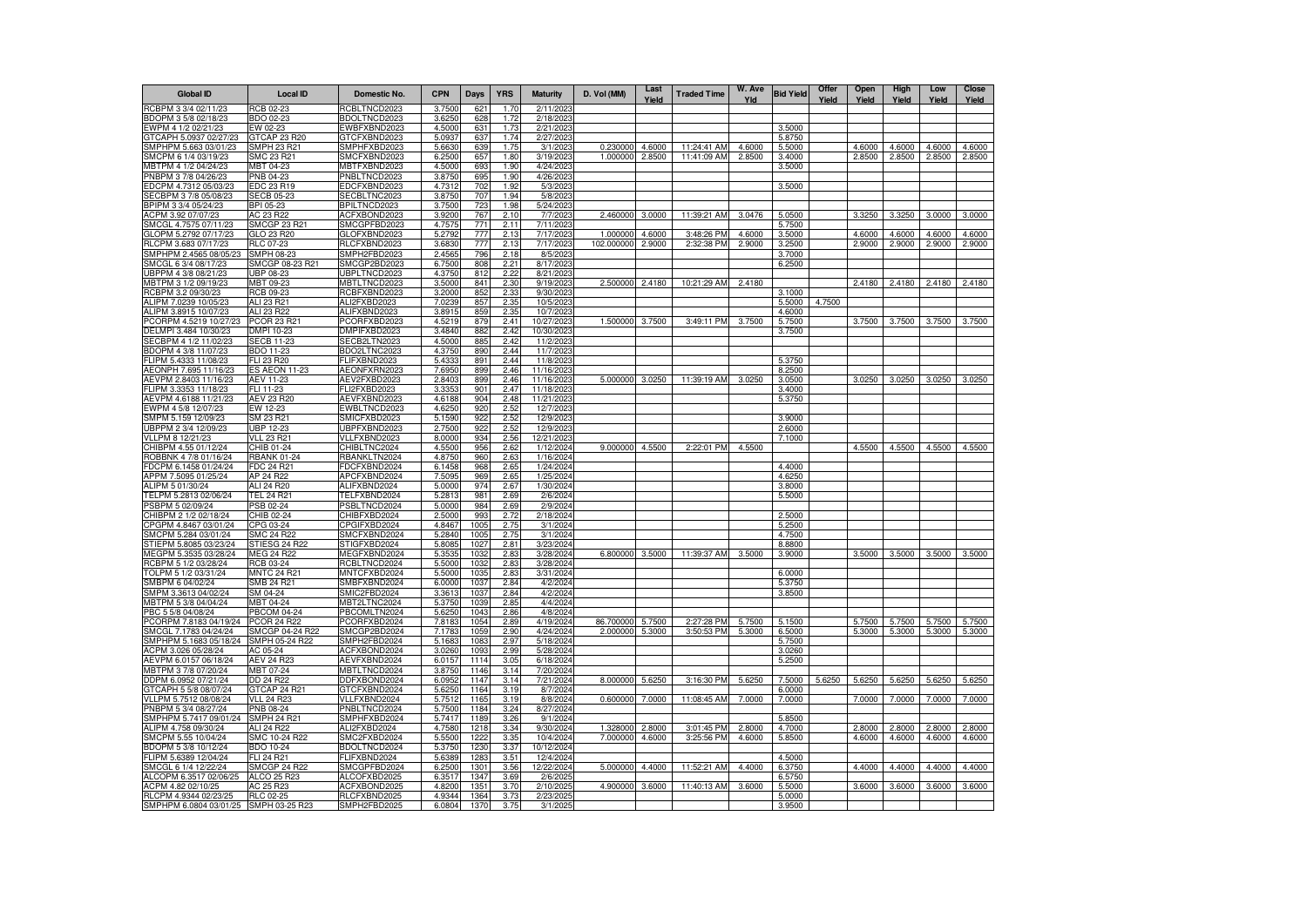| Global ID | Local ID | Domestic No. | CPN | Days | YRS | Maturity | D. Vol (MM) | Last Yield | Traded Time | W. Ave Yld | Bid Yield | Offer Yield | Open Yield | High Yield | Low Yield | Close Yield |
|---|---|---|---|---|---|---|---|---|---|---|---|---|---|---|---|---|
| RCBPM 3 3/4 02/11/23 | RCB 02-23 | RCBLTNCD2023 | 3.7500 | 621 | 1.70 | 2/11/2023 | | | | | | | | | | |
| BDOPM 3 5/8 02/18/23 | BDO 02-23 | BDOLTNCD2023 | 3.6250 | 628 | 1.72 | 2/18/2023 | | | | | | | | | | |
| EWPM 4 1/2 02/21/23 | EW 02-23 | EWBFXBND2023 | 4.5000 | 631 | 1.73 | 2/21/2023 | | | | | 3.5000 | | | | | |
| GTCAPH 5.0937 02/27/23 | GTCAP 23 R20 | GTCFXBND2023 | 5.0937 | 637 | 1.74 | 2/27/2023 | | | | | 5.8750 | | | | | |
| SMPHPM 5.663 03/01/23 | SMPH 23 R21 | SMPHFXBD2023 | 5.6630 | 639 | 1.75 | 3/1/2023 | 0.230000 | 4.6000 | 11:24:41 AM | 4.6000 | 5.5000 | | 4.6000 | 4.6000 | 4.6000 | 4.6000 |
| SMCPM 6 1/4 03/19/23 | SMC 23 R21 | SMCFXBND2023 | 6.2500 | 657 | 1.80 | 3/19/2023 | 1.000000 | 2.8500 | 11:41:09 AM | 2.8500 | 3.4000 | | 2.8500 | 2.8500 | 2.8500 | 2.8500 |
| MBTPM 4 1/2 04/24/23 | MBT 04-23 | MBTFXBND2023 | 4.5000 | 693 | 1.90 | 4/24/2023 | | | | | 3.5000 | | | | | |
| PNBPM 3 7/8 04/26/23 | PNB 04-23 | PNBLTNCD2023 | 3.8750 | 695 | 1.90 | 4/26/2023 | | | | | | | | | | |
| EDCPM 4.7312 05/03/23 | EDC 23 R19 | EDCFXBND2023 | 4.7312 | 702 | 1.92 | 5/3/2023 | | | | | 3.5000 | | | | | |
| SECBPM 3 7/8 05/08/23 | SECB 05-23 | SECBLTNC2023 | 3.8750 | 707 | 1.94 | 5/8/2023 | | | | | | | | | | |
| BPIPM 3 3/4 05/24/23 | BPI 05-23 | BPILTNCD2023 | 3.7500 | 723 | 1.98 | 5/24/2023 | | | | | | | | | | |
| ACPM 3.92 07/07/23 | AC 23 R22 | ACFXBOND2023 | 3.9200 | 767 | 2.10 | 7/7/2023 | 2.460000 | 3.0000 | 11:39:21 AM | 3.0476 | 5.0500 | | 3.3250 | 3.3250 | 3.0000 | 3.0000 |
| SMCGL 4.7575 07/11/23 | SMCGP 23 R21 | SMCGPFBD2023 | 4.7575 | 771 | 2.11 | 7/11/2023 | | | | | 5.7500 | | | | | |
| GLOPM 5.2792 07/17/23 | GLO 23 R20 | GLOFXBND2023 | 5.2792 | 777 | 2.13 | 7/17/2023 | 1.000000 | 4.6000 | 3:48:26 PM | 4.6000 | 3.5000 | | 4.6000 | 4.6000 | 4.6000 | 4.6000 |
| RLCPM 3.683 07/17/23 | RLC 07-23 | RLCFXBND2023 | 3.6830 | 777 | 2.13 | 7/17/2023 | 102.000000 | 2.9000 | 2:32:38 PM | 2.9000 | 3.2500 | | 2.9000 | 2.9000 | 2.9000 | 2.9000 |
| SMPHPM 2.4565 08/05/23 | SMPH 08-23 | SMPH2FBD2023 | 2.4565 | 796 | 2.18 | 8/5/2023 | | | | | 3.7000 | | | | | |
| SMCGL 6 3/4 08/17/23 | SMCGP 08-23 R21 | SMCGP2BD2023 | 6.7500 | 808 | 2.21 | 8/17/2023 | | | | | 6.2500 | | | | | |
| UBPPM 4 3/8 08/21/23 | UBP 08-23 | UBPLTNCD2023 | 4.3750 | 812 | 2.22 | 8/21/2023 | | | | | | | | | | |
| MBTPM 3 1/2 09/19/23 | MBT 09-23 | MBTLTNCD2023 | 3.5000 | 841 | 2.30 | 9/19/2023 | 2.500000 | 2.4180 | 10:21:29 AM | 2.4180 | | | 2.4180 | 2.4180 | 2.4180 | 2.4180 |
| RCBPM 3.2 09/30/23 | RCB 09-23 | RCBFXBND2023 | 3.2000 | 852 | 2.33 | 9/30/2023 | | | | | 3.1000 | | | | | |
| ALIPM 7.0239 10/05/23 | ALI 23 R21 | ALI2FXBD2023 | 7.0239 | 857 | 2.35 | 10/5/2023 | | | | | 5.5000 | 4.7500 | | | | |
| ALIPM 3.8915 10/07/23 | ALI 23 R22 | ALIFXBND2023 | 3.8915 | 859 | 2.35 | 10/7/2023 | | | | | 4.6000 | | | | | |
| PCORPM 4.5219 10/27/23 | PCOR 23 R21 | PCORFXBD2023 | 4.5219 | 879 | 2.41 | 10/27/2023 | 1.500000 | 3.7500 | 3:49:11 PM | 3.7500 | 5.7500 | | 3.7500 | 3.7500 | 3.7500 | 3.7500 |
| DELMPI 3.484 10/30/23 | DMPI 10-23 | DMPIFXBD2023 | 3.4840 | 882 | 2.42 | 10/30/2023 | | | | | 3.7500 | | | | | |
| SECBPM 4 1/2 11/02/23 | SECB 11-23 | SECB2LTN2023 | 4.5000 | 885 | 2.42 | 11/2/2023 | | | | | | | | | | |
| BDOPM 4 3/8 11/07/23 | BDO 11-23 | BDO2LTNC2023 | 4.3750 | 890 | 2.44 | 11/7/2023 | | | | | | | | | | |
| FLIPM 5.4333 11/08/23 | FLI 23 R20 | FLIFXBND2023 | 5.4333 | 891 | 2.44 | 11/8/2023 | | | | | 5.3750 | | | | | |
| AEONPH 7.695 11/16/23 | ES AEON 11-23 | AEONFXRN2023 | 7.6950 | 899 | 2.46 | 11/16/2023 | | | | | 8.2500 | | | | | |
| AEVPM 2.8403 11/16/23 | AEV 11-23 | AEV2FXBD2023 | 2.8403 | 899 | 2.46 | 11/16/2023 | 5.000000 | 3.0250 | 11:39:19 AM | 3.0250 | 3.0500 | | 3.0250 | 3.0250 | 3.0250 | 3.0250 |
| FLIPM 3.3353 11/18/23 | FLI 11-23 | FLI2FXBD2023 | 3.3353 | 901 | 2.47 | 11/18/2023 | | | | | 3.4000 | | | | | |
| AEVPM 4.6188 11/21/23 | AEV 23 R20 | AEVFXBND2023 | 4.6188 | 904 | 2.48 | 11/21/2023 | | | | | 5.3750 | | | | | |
| EWPM 4 5/8 12/07/23 | EW 12-23 | EWBLTNCD2023 | 4.6250 | 920 | 2.52 | 12/7/2023 | | | | | | | | | | |
| SMPM 5.159 12/09/23 | SM 23 R21 | SMICFXBD2023 | 5.1590 | 922 | 2.52 | 12/9/2023 | | | | | 3.9000 | | | | | |
| UBPPM 2 3/4 12/09/23 | UBP 12-23 | UBPFXBND2023 | 2.7500 | 922 | 2.52 | 12/9/2023 | | | | | 2.6000 | | | | | |
| VLLPM 8 12/21/23 | VLL 23 R21 | VLLFXBND2023 | 8.0000 | 934 | 2.56 | 12/21/2023 | | | | | 7.1000 | | | | | |
| CHIBPM 4.55 01/12/24 | CHIB 01-24 | CHIBLTNC2024 | 4.5500 | 956 | 2.62 | 1/12/2024 | 9.000000 | 4.5500 | 2:22:01 PM | 4.5500 | | | 4.5500 | 4.5500 | 4.5500 | 4.5500 |
| ROBBNK 4 7/8 01/16/24 | RBANK 01-24 | RBANKLTN2024 | 4.8750 | 960 | 2.63 | 1/16/2024 | | | | | | | | | | |
| FDCPM 6.1458 01/24/24 | FDC 24 R21 | FDCFXBND2024 | 6.1458 | 968 | 2.65 | 1/24/2024 | | | | | 4.4000 | | | | | |
| APPM 7.5095 01/25/24 | AP 24 R22 | APCFXBND2024 | 7.5095 | 969 | 2.65 | 1/25/2024 | | | | | 4.6250 | | | | | |
| ALIPM 5 01/30/24 | ALI 24 R20 | ALIFXBND2024 | 5.0000 | 974 | 2.67 | 1/30/2024 | | | | | 3.8000 | | | | | |
| TELPM 5.2813 02/06/24 | TEL 24 R21 | TELFXBND2024 | 5.2813 | 981 | 2.69 | 2/6/2024 | | | | | 5.5000 | | | | | |
| PSBPM 5 02/09/24 | PSB 02-24 | PSBLTNCD2024 | 5.0000 | 984 | 2.69 | 2/9/2024 | | | | | | | | | | |
| CHIBPM 2 1/2 02/18/24 | CHIB 02-24 | CHIBFXBD2024 | 2.5000 | 993 | 2.72 | 2/18/2024 | | | | | 2.5000 | | | | | |
| CPGPM 4.8467 03/01/24 | CPG 03-24 | CPGIFXBD2024 | 4.8467 | 1005 | 2.75 | 3/1/2024 | | | | | 5.2500 | | | | | |
| SMCPM 5.284 03/01/24 | SMC 24 R22 | SMCFXBND2024 | 5.2840 | 1005 | 2.75 | 3/1/2024 | | | | | 4.7500 | | | | | |
| STIEPM 5.8085 03/23/24 | STIESG 24 R22 | STIGFXBD2024 | 5.8085 | 1027 | 2.81 | 3/23/2024 | | | | | 8.8800 | | | | | |
| MEGPM 5.3535 03/28/24 | MEG 24 R22 | MEGFXBND2024 | 5.3535 | 1032 | 2.83 | 3/28/2024 | 6.800000 | 3.5000 | 11:39:37 AM | 3.5000 | 3.9000 | | 3.5000 | 3.5000 | 3.5000 | 3.5000 |
| RCBPM 5 1/2 03/28/24 | RCB 03-24 | RCBLTNCD2024 | 5.5000 | 1032 | 2.83 | 3/28/2024 | | | | | | | | | | |
| TOLPM 5 1/2 03/31/24 | MNTC 24 R21 | MNTCFXBD2024 | 5.5000 | 1035 | 2.83 | 3/31/2024 | | | | | 6.0000 | | | | | |
| SMBPM 6 04/02/24 | SMB 24 R21 | SMBFXBND2024 | 6.0000 | 1037 | 2.84 | 4/2/2024 | | | | | 5.3750 | | | | | |
| SMPM 3.3613 04/02/24 | SM 04-24 | SMIC2FBD2024 | 3.3613 | 1037 | 2.84 | 4/2/2024 | | | | | 3.8500 | | | | | |
| MBTPM 5 3/8 04/04/24 | MBT 04-24 | MBT2LTNC2024 | 5.3750 | 1039 | 2.85 | 4/4/2024 | | | | | | | | | | |
| PBC 5 5/8 04/08/24 | PBCOM 04-24 | PBCOMLTN2024 | 5.6250 | 1043 | 2.86 | 4/8/2024 | | | | | | | | | | |
| PCORPM 7.8183 04/19/24 | PCOR 24 R22 | PCORFXBD2024 | 7.8183 | 1054 | 2.89 | 4/19/2024 | 86.700000 | 5.7500 | 2:27:28 PM | 5.7500 | 5.1500 | | 5.7500 | 5.7500 | 5.7500 | 5.7500 |
| SMCGL 7.1783 04/24/24 | SMCGP 04-24 R22 | SMCGP2BD2024 | 7.1783 | 1059 | 2.90 | 4/24/2024 | 2.000000 | 5.3000 | 3:50:53 PM | 5.3000 | 6.5000 | | 5.3000 | 5.3000 | 5.3000 | 5.3000 |
| SMPHPM 5.1683 05/18/24 | SMPH 05-24 R22 | SMPH2FBD2024 | 5.1683 | 1083 | 2.97 | 5/18/2024 | | | | | 5.7500 | | | | | |
| ACPM 3.026 05/28/24 | AC 05-24 | ACFXBOND2024 | 3.0260 | 1093 | 2.99 | 5/28/2024 | | | | | 3.0260 | | | | | |
| AEVPM 6.0157 06/18/24 | AEV 24 R23 | AEVFXBND2024 | 6.0157 | 1114 | 3.05 | 6/18/2024 | | | | | 5.2500 | | | | | |
| MBTPM 3 7/8 07/20/24 | MBT 07-24 | MBTLTNCD2024 | 3.8750 | 1146 | 3.14 | 7/20/2024 | | | | | | | | | | |
| DDPM 6.0952 07/21/24 | DD 24 R22 | DDFXBOND2024 | 6.0952 | 1147 | 3.14 | 7/21/2024 | 8.000000 | 5.6250 | 3:16:30 PM | 5.6250 | 7.5000 | 5.6250 | 5.6250 | 5.6250 | 5.6250 | 5.6250 |
| GTCAPH 5 5/8 08/07/24 | GTCAP 24 R21 | GTCFXBND2024 | 5.6250 | 1164 | 3.19 | 8/7/2024 | | | | | 6.0000 | | | | | |
| VLLPM 5.7512 08/08/24 | VLL 24 R23 | VLLFXBND2024 | 5.7512 | 1165 | 3.19 | 8/8/2024 | 0.600000 | 7.0000 | 11:08:45 AM | 7.0000 | 7.0000 | | 7.0000 | 7.0000 | 7.0000 | 7.0000 |
| PNBPM 5 3/4 08/27/24 | PNB 08-24 | PNBLTNCD2024 | 5.7500 | 1184 | 3.24 | 8/27/2024 | | | | | | | | | | |
| SMPHPM 5.7417 09/01/24 | SMPH 24 R21 | SMPHFXBD2024 | 5.7417 | 1189 | 3.26 | 9/1/2024 | | | | | 5.8500 | | | | | |
| ALIPM 4.758 09/30/24 | ALI 24 R22 | ALI2FXBD2024 | 4.7580 | 1218 | 3.34 | 9/30/2024 | 1.328000 | 2.8000 | 3:01:45 PM | 2.8000 | 4.7000 | | 2.8000 | 2.8000 | 2.8000 | 2.8000 |
| SMCPM 5.55 10/04/24 | SMC 10-24 R22 | SMC2FXBD2024 | 5.5500 | 1222 | 3.35 | 10/4/2024 | 7.000000 | 4.6000 | 3:25:56 PM | 4.6000 | 5.8500 | | 4.6000 | 4.6000 | 4.6000 | 4.6000 |
| BDOPM 5 3/8 10/12/24 | BDO 10-24 | BDOLTNCD2024 | 5.3750 | 1230 | 3.37 | 10/12/2024 | | | | | | | | | | |
| FLIPM 5.6389 12/04/24 | FLI 24 R21 | FLIFXBND2024 | 5.6389 | 1283 | 3.51 | 12/4/2024 | | | | | 4.5000 | | | | | |
| SMCGL 6 1/4 12/22/24 | SMCGP 24 R22 | SMCGPFBD2024 | 6.2500 | 1301 | 3.56 | 12/22/2024 | 5.000000 | 4.4000 | 11:52:21 AM | 4.4000 | 6.3750 | | 4.4000 | 4.4000 | 4.4000 | 4.4000 |
| ALCOPM 6.3517 02/06/25 | ALCO 25 R23 | ALCOFXBD2025 | 6.3517 | 1347 | 3.69 | 2/6/2025 | | | | | 6.5750 | | | | | |
| ACPM 4.82 02/10/25 | AC 25 R23 | ACFXBOND2025 | 4.8200 | 1351 | 3.70 | 2/10/2025 | 4.900000 | 3.6000 | 11:40:13 AM | 3.6000 | 5.5000 | | 3.6000 | 3.6000 | 3.6000 | 3.6000 |
| RLCPM 4.9344 02/23/25 | RLC 02-25 | RLCFXBND2025 | 4.9344 | 1364 | 3.73 | 2/23/2025 | | | | | 5.0000 | | | | | |
| SMPHPM 6.0804 03/01/25 | SMPH 03-25 R23 | SMPH2FBD2025 | 6.0804 | 1370 | 3.75 | 3/1/2025 | | | | | 3.9500 | | | | | |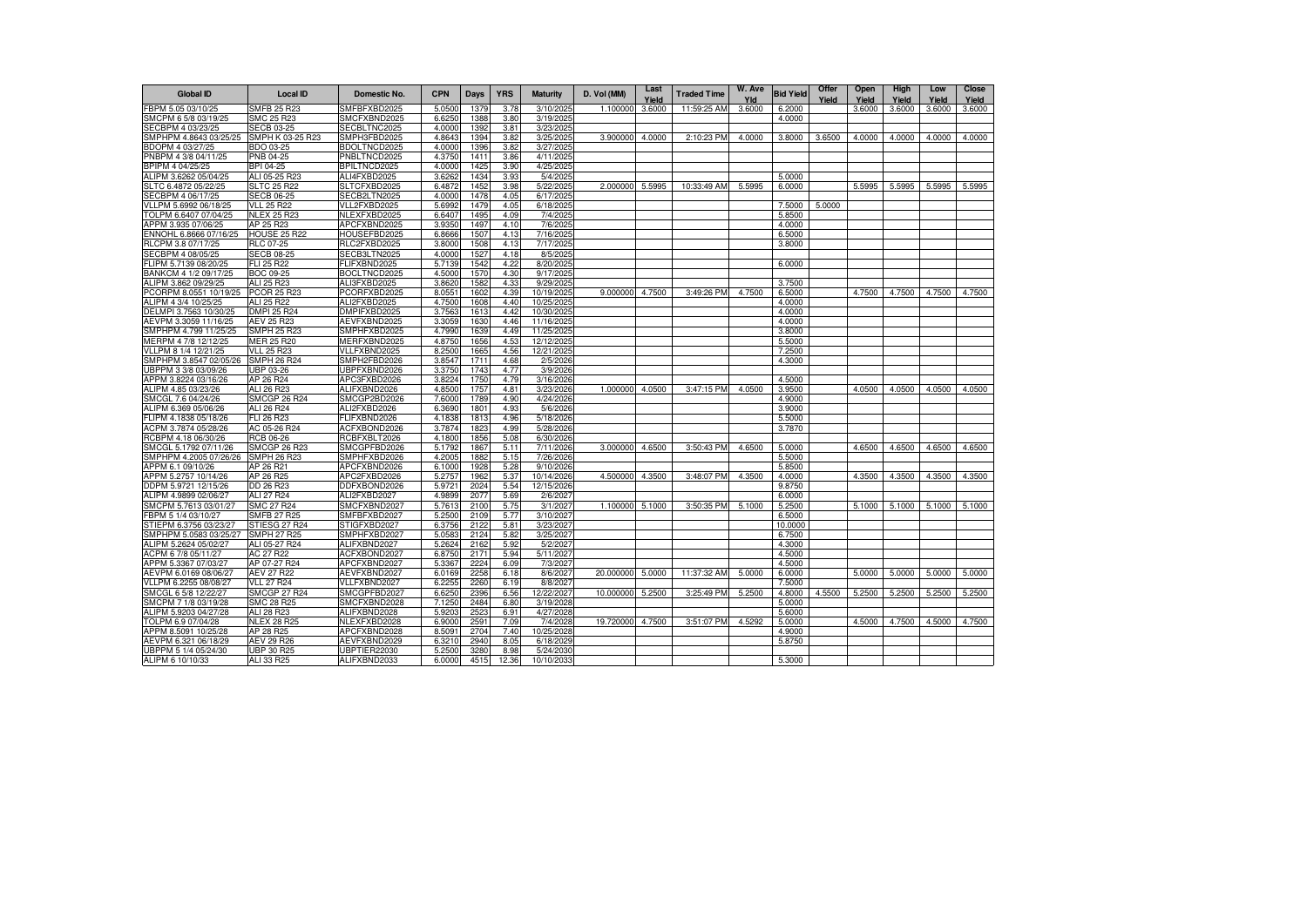| Global ID | Local ID | Domestic No. | CPN | Days | YRS | Maturity | D. Vol (MM) | Last Yield | Traded Time | W. Ave Yld | Bid Yield | Offer Yield | Open Yield | High Yield | Low Yield | Close Yield |
|---|---|---|---|---|---|---|---|---|---|---|---|---|---|---|---|---|
| FBPM 5.05 03/10/25 | SMFB 25 R23 | SMFBFXBD2025 | 5.0500 | 1379 | 3.78 | 3/10/2025 | 1.100000 | 3.6000 | 11:59:25 AM | 3.6000 | 6.2000 | | 3.6000 | 3.6000 | 3.6000 | 3.6000 |
| SMCPM 6 5/8 03/19/25 | SMC 25 R23 | SMCFXBND2025 | 6.6250 | 1388 | 3.80 | 3/19/2025 | | | | | 4.0000 | | | | | |
| SECBPM 4 03/23/25 | SECB 03-25 | SECBLTNC2025 | 4.0000 | 1392 | 3.81 | 3/23/2025 | | | | | | | | | | |
| SMPHPM 4.8643 03/25/25 | SMPH K 03-25 R23 | SMPH3FBD2025 | 4.8643 | 1394 | 3.82 | 3/25/2025 | 3.900000 | 4.0000 | 2:10:23 PM | 4.0000 | 3.8000 | 3.6500 | 4.0000 | 4.0000 | 4.0000 | 4.0000 |
| BDOPM 4 03/27/25 | BDO 03-25 | BDOLTNCD2025 | 4.0000 | 1396 | 3.82 | 3/27/2025 | | | | | | | | | | |
| PNBPM 4 3/8 04/11/25 | PNB 04-25 | PNBLTNCD2025 | 4.3750 | 1411 | 3.86 | 4/11/2025 | | | | | | | | | | |
| BPIPM 4 04/25/25 | BPI 04-25 | BPILTNCD2025 | 4.0000 | 1425 | 3.90 | 4/25/2025 | | | | | | | | | | |
| ALIPM 3.6262 05/04/25 | ALI 05-25 R23 | ALI4FXBD2025 | 3.6262 | 1434 | 3.93 | 5/4/2025 | | | | | 5.0000 | | | | | |
| SLTC 6.4872 05/22/25 | SLTC 25 R22 | SLTCFXBD2025 | 6.4872 | 1452 | 3.98 | 5/22/2025 | 2.000000 | 5.5995 | 10:33:49 AM | 5.5995 | 6.0000 | | 5.5995 | 5.5995 | 5.5995 | 5.5995 |
| SECBPM 4 06/17/25 | SECB 06-25 | SECB2LTN2025 | 4.0000 | 1478 | 4.05 | 6/17/2025 | | | | | | | | | | |
| VLLPM 5.6992 06/18/25 | VLL 25 R22 | VLL2FXBD2025 | 5.6992 | 1479 | 4.05 | 6/18/2025 | | | | | 7.5000 | 5.0000 | | | | |
| TOLPM 6.6407 07/04/25 | NLEX 25 R23 | NLEXFXBD2025 | 6.6407 | 1495 | 4.09 | 7/4/2025 | | | | | 5.8500 | | | | | |
| APPM 3.935 07/06/25 | AP 25 R23 | APCFXBND2025 | 3.9350 | 1497 | 4.10 | 7/6/2025 | | | | | 4.0000 | | | | | |
| ENNOHL 6.8666 07/16/25 | HOUSE 25 R22 | HOUSEFBD2025 | 6.8666 | 1507 | 4.13 | 7/16/2025 | | | | | 6.5000 | | | | | |
| RLCPM 3.8 07/17/25 | RLC 07-25 | RLC2FXBD2025 | 3.8000 | 1508 | 4.13 | 7/17/2025 | | | | | 3.8000 | | | | | |
| SECBPM 4 08/05/25 | SECB 08-25 | SECB3LTN2025 | 4.0000 | 1527 | 4.18 | 8/5/2025 | | | | | | | | | | |
| FLIPM 5.7139 08/20/25 | FLI 25 R22 | FLIFXBND2025 | 5.7139 | 1542 | 4.22 | 8/20/2025 | | | | | 6.0000 | | | | | |
| BANKCM 4 1/2 09/17/25 | BOC 09-25 | BOCLTNCD2025 | 4.5000 | 1570 | 4.30 | 9/17/2025 | | | | | | | | | | |
| ALIPM 3.862 09/29/25 | ALI 25 R23 | ALI3FXBD2025 | 3.8620 | 1582 | 4.33 | 9/29/2025 | | | | | 3.7500 | | | | | |
| PCORPM 8.0551 10/19/25 | PCOR 25 R23 | PCORFXBD2025 | 8.0551 | 1602 | 4.39 | 10/19/2025 | 9.000000 | 4.7500 | 3:49:26 PM | 4.7500 | 6.5000 | | 4.7500 | 4.7500 | 4.7500 | 4.7500 |
| ALIPM 4 3/4 10/25/25 | ALI 25 R22 | ALI2FXBD2025 | 4.7500 | 1608 | 4.40 | 10/25/2025 | | | | | 4.0000 | | | | | |
| DELMPI 3.7563 10/30/25 | DMPI 25 R24 | DMPIFXBD2025 | 3.7563 | 1613 | 4.42 | 10/30/2025 | | | | | 4.0000 | | | | | |
| AEVPM 3.3059 11/16/25 | AEV 25 R23 | AEVFXBND2025 | 3.3059 | 1630 | 4.46 | 11/16/2025 | | | | | 4.0000 | | | | | |
| SMPHPM 4.799 11/25/25 | SMPH 25 R23 | SMPHFXBD2025 | 4.7990 | 1639 | 4.49 | 11/25/2025 | | | | | 3.8000 | | | | | |
| MERPM 4 7/8 12/12/25 | MER 25 R20 | MERFXBND2025 | 4.8750 | 1656 | 4.53 | 12/12/2025 | | | | | 5.5000 | | | | | |
| VLLPM 8 1/4 12/21/25 | VLL 25 R23 | VLLFXBND2025 | 8.2500 | 1665 | 4.56 | 12/21/2025 | | | | | 7.2500 | | | | | |
| SMPHPM 3.8547 02/05/26 | SMPH 26 R24 | SMPH2FBD2026 | 3.8547 | 1711 | 4.68 | 2/5/2026 | | | | | 4.3000 | | | | | |
| UBPPM 3 3/8 03/09/26 | UBP 03-26 | UBPFXBND2026 | 3.3750 | 1743 | 4.77 | 3/9/2026 | | | | | | | | | | |
| APPM 3.8224 03/16/26 | AP 26 R24 | APC3FXBD2026 | 3.8224 | 1750 | 4.79 | 3/16/2026 | | | | | 4.5000 | | | | | |
| ALIPM 4.85 03/23/26 | ALI 26 R23 | ALIFXBND2026 | 4.8500 | 1757 | 4.81 | 3/23/2026 | 1.000000 | 4.0500 | 3:47:15 PM | 4.0500 | 3.9500 | | 4.0500 | 4.0500 | 4.0500 | 4.0500 |
| SMCGL 7.6 04/24/26 | SMCGP 26 R24 | SMCGP2BD2026 | 7.6000 | 1789 | 4.90 | 4/24/2026 | | | | | 4.9000 | | | | | |
| ALIPM 6.369 05/06/26 | ALI 26 R24 | ALI2FXBD2026 | 6.3690 | 1801 | 4.93 | 5/6/2026 | | | | | 3.9000 | | | | | |
| FLIPM 4.1838 05/18/26 | FLI 26 R23 | FLIFXBND2026 | 4.1838 | 1813 | 4.96 | 5/18/2026 | | | | | 5.5000 | | | | | |
| ACPM 3.7874 05/28/26 | AC 05-26 R24 | ACFXBOND2026 | 3.7874 | 1823 | 4.99 | 5/28/2026 | | | | | 3.7870 | | | | | |
| RCBPM 4.18 06/30/26 | RCB 06-26 | RCBFXBLT2026 | 4.1800 | 1856 | 5.08 | 6/30/2026 | | | | | | | | | | |
| SMCGL 5.1792 07/11/26 | SMCGP 26 R23 | SMCGPFBD2026 | 5.1792 | 1867 | 5.11 | 7/11/2026 | 3.000000 | 4.6500 | 3:50:43 PM | 4.6500 | 5.0000 | | 4.6500 | 4.6500 | 4.6500 | 4.6500 |
| SMPHPM 4.2005 07/26/26 | SMPH 26 R23 | SMPHFXBD2026 | 4.2005 | 1882 | 5.15 | 7/26/2026 | | | | | 5.5000 | | | | | |
| APPM 6.1 09/10/26 | AP 26 R21 | APCFXBND2026 | 6.1000 | 1928 | 5.28 | 9/10/2026 | | | | | 5.8500 | | | | | |
| APPM 5.2757 10/14/26 | AP 26 R25 | APC2FXBD2026 | 5.2757 | 1962 | 5.37 | 10/14/2026 | 4.500000 | 4.3500 | 3:48:07 PM | 4.3500 | 4.0000 | | 4.3500 | 4.3500 | 4.3500 | 4.3500 |
| DDPM 5.9721 12/15/26 | DD 26 R23 | DDFXBOND2026 | 5.9721 | 2024 | 5.54 | 12/15/2026 | | | | | 9.8750 | | | | | |
| ALIPM 4.9899 02/06/27 | ALI 27 R24 | ALI2FXBD2027 | 4.9899 | 2077 | 5.69 | 2/6/2027 | | | | | 6.0000 | | | | | |
| SMCPM 5.7613 03/01/27 | SMC 27 R24 | SMCFXBND2027 | 5.7613 | 2100 | 5.75 | 3/1/2027 | 1.100000 | 5.1000 | 3:50:35 PM | 5.1000 | 5.2500 | | 5.1000 | 5.1000 | 5.1000 | 5.1000 |
| FBPM 5 1/4 03/10/27 | SMFB 27 R25 | SMFBFXBD2027 | 5.2500 | 2109 | 5.77 | 3/10/2027 | | | | | 6.5000 | | | | | |
| STIEPM 6.3756 03/23/27 | STIESG 27 R24 | STIGFXBD2027 | 6.3756 | 2122 | 5.81 | 3/23/2027 | | | | | 10.0000 | | | | | |
| SMPHPM 5.0583 03/25/27 | SMPH 27 R25 | SMPHFXBD2027 | 5.0583 | 2124 | 5.82 | 3/25/2027 | | | | | 6.7500 | | | | | |
| ALIPM 5.2624 05/02/27 | ALI 05-27 R24 | ALIFXBND2027 | 5.2624 | 2162 | 5.92 | 5/2/2027 | | | | | 4.3000 | | | | | |
| ACPM 6 7/8 05/11/27 | AC 27 R22 | ACFXBOND2027 | 6.8750 | 2171 | 5.94 | 5/11/2027 | | | | | 4.5000 | | | | | |
| APPM 5.3367 07/03/27 | AP 07-27 R24 | APCFXBND2027 | 5.3367 | 2224 | 6.09 | 7/3/2027 | | | | | 4.5000 | | | | | |
| AEVPM 6.0169 08/06/27 | AEV 27 R22 | AEVFXBND2027 | 6.0169 | 2258 | 6.18 | 8/6/2027 | 20.000000 | 5.0000 | 11:37:32 AM | 5.0000 | 6.0000 | | 5.0000 | 5.0000 | 5.0000 | 5.0000 |
| VLLPM 6.2255 08/08/27 | VLL 27 R24 | VLLFXBND2027 | 6.2255 | 2260 | 6.19 | 8/8/2027 | | | | | 7.5000 | | | | | |
| SMCGL 6 5/8 12/22/27 | SMCGP 27 R24 | SMCGPFBD2027 | 6.6250 | 2396 | 6.56 | 12/22/2027 | 10.000000 | 5.2500 | 3:25:49 PM | 5.2500 | 4.8000 | 4.5500 | 5.2500 | 5.2500 | 5.2500 | 5.2500 |
| SMCPM 7 1/8 03/19/28 | SMC 28 R25 | SMCFXBND2028 | 7.1250 | 2484 | 6.80 | 3/19/2028 | | | | | 5.0000 | | | | | |
| ALIPM 5.9203 04/27/28 | ALI 28 R23 | ALIFXBND2028 | 5.9203 | 2523 | 6.91 | 4/27/2028 | | | | | 5.6000 | | | | | |
| TOLPM 6.9 07/04/28 | NLEX 28 R25 | NLEXFXBD2028 | 6.9000 | 2591 | 7.09 | 7/4/2028 | 19.720000 | 4.7500 | 3:51:07 PM | 4.5292 | 5.0000 | | 4.5000 | 4.7500 | 4.5000 | 4.7500 |
| APPM 8.5091 10/25/28 | AP 28 R25 | APCFXBND2028 | 8.5091 | 2704 | 7.40 | 10/25/2028 | | | | | 4.9000 | | | | | |
| AEVPM 6.321 06/18/29 | AEV 29 R26 | AEVFXBND2029 | 6.3210 | 2940 | 8.05 | 6/18/2029 | | | | | 5.8750 | | | | | |
| UBPPM 5 1/4 05/24/30 | UBP 30 R25 | UBPTIER22030 | 5.2500 | 3280 | 8.98 | 5/24/2030 | | | | | | | | | | |
| ALIPM 6 10/10/33 | ALI 33 R25 | ALIFXBND2033 | 6.0000 | 4515 | 12.36 | 10/10/2033 | | | | | 5.3000 | | | | | |